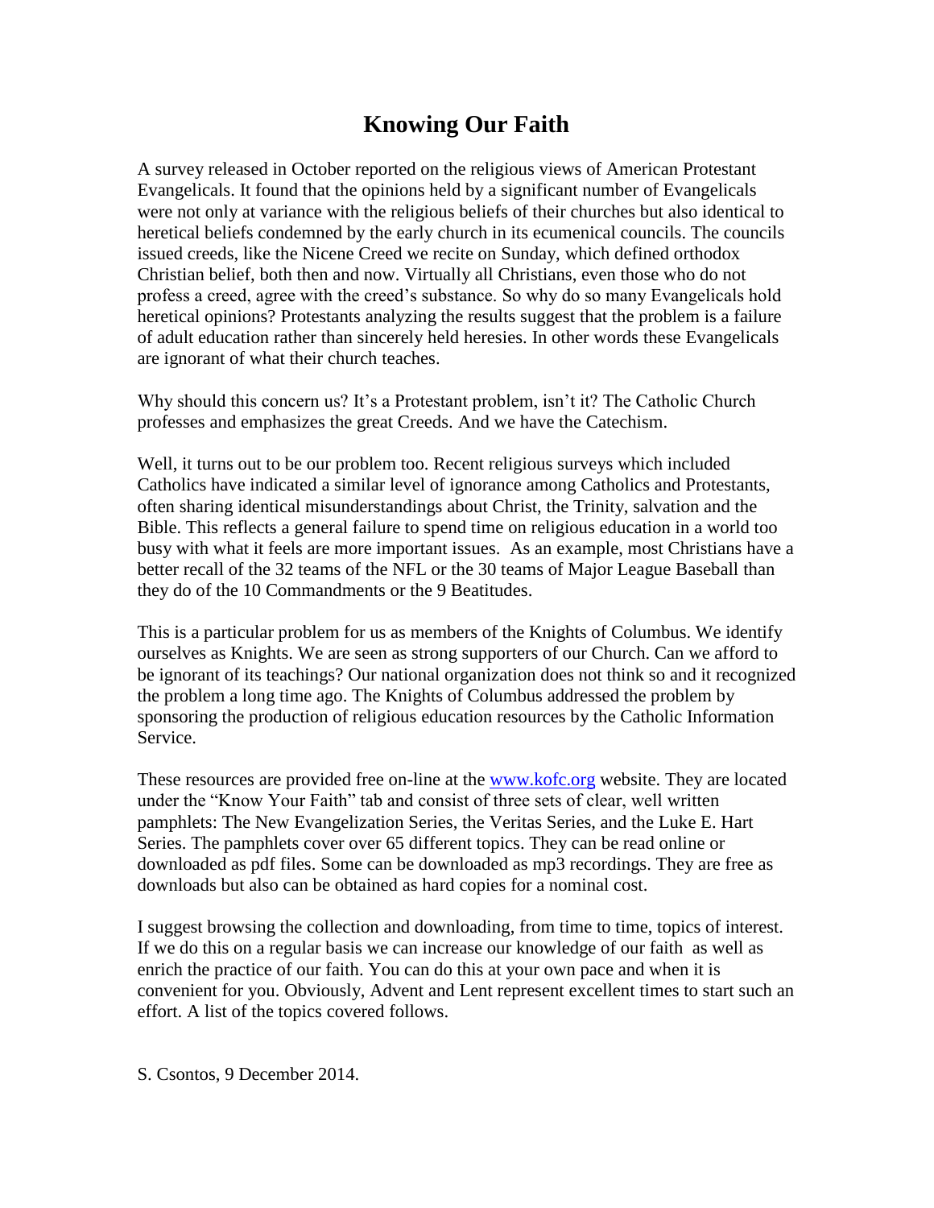# Knowing Our Faith

A survey released in October reported on the religious views of American Protestant Evangelicals. It found that the opinions held by a significant number of Evangelicals were not only at variance with the religious beliefs of their churches but also identical to heretical beliefs condemned by the early church in its ecumenical councils. The councils issued creeds, like the Nicene Creed we recite on Sunday, which defined orthodox Christian belief, both then and now. Virtually all Christians, even those who do not profess a creed, agree with the creed's substance. So why do so many Evangelicals hold heretical opinions? Protestants analyzing the results suggest that the problem is a failure of adult education rather than sincerely held heresies. In other words these Evangelicals are ignorant of what their church teaches.

Why should this concern us? It's a Protestant problem, isn't it? The Catholic Church professes and emphasizes the great Creeds. And we have the Catechism.

Well, it turns out to be our problem too. Recent religious surveys which included Catholics have indicated a similar level of ignorance among Catholics and Protestants, often sharing identical misunderstandings about Christ, the Trinity, salvation and the Bible. This reflects a general failure to spend time on religious education in a world too busy with what it feels are more important issues. As an example, most Christians have a better recall of the 32 teams of the NFL or the 30 teams of Major League Baseball than they do of the 10 Commandments or the 9 Beatitudes.

This is a particular problem for us as members of the Knights of Columbus. We identify ourselves as Knights. We are seen as strong supporters of our Church. Can we afford to be ignorant of its teachings? Our national organization does not think so and it recognized the problem a long time ago. The Knights of Columbus addressed the problem by sponsoring the production of religious education resources by the Catholic Information Service.

These resources are provided free on-line at the [www.kofc.org](http://www.kofc.org) website. They are located under the "Know Your Faith" tab and consist of three sets of clear, well written pamphlets: The New Evangelization Series, the Veritas Series, and the Luke E. Hart Series. The pamphlets cover over 65 different topics. They can be read online or downloaded as pdf files. Some can be downloaded as mp3 recordings. They are free as downloads but also can be obtained as hard copies for a nominal cost.

I suggest browsing the collection and downloading, from time to time, topics of interest. If we do this on a regular basis we can increase our knowledge of our faith as well as enrich the practice of our faith. You can do this at your own pace and when it is convenient for you. Obviously, Advent and Lent represent excellent times to start such an effort. A list of the topics covered follows.

S. Csontos, 9 December 2014.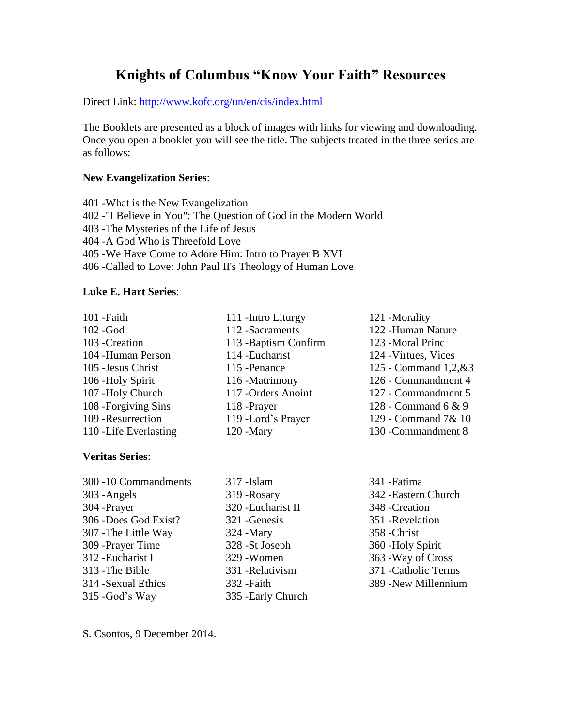# Knights of Columbus "Know Your Faith" Resources

Direct Link: [http://www.kofc.org/un/en/cis/index.html](http://www.kofc.org/un/en/cis/index.html)

The Booklets are presented as a block of images with links for viewing and downloading. Once you open a booklet you will see the title. The subjects treated in the three series are as follows:

**New Evangelization Series**:

401 -What is the New Evangelization
402 -"I Believe in You": The Question of God in the Modern World
403 -The Mysteries of the Life of Jesus
404 -A God Who is Threefold Love
405 -We Have Come to Adore Him: Intro to Prayer B XVI
406 -Called to Love: John Paul II's Theology of Human Love

**Luke E. Hart Series**:

| | | |
|---|---|---|
| 101 -Faith | 111 -Intro Liturgy | 121 -Morality |
| 102 -God | 112 -Sacraments | 122 -Human Nature |
| 103 -Creation | 113 -Baptism Confirm | 123 -Moral Princ |
| 104 -Human Person | 114 -Eucharist | 124 -Virtues, Vices |
| 105 -Jesus Christ | 115 -Penance | 125 - Command 1,2,&3 |
| 106 -Holy Spirit | 116 -Matrimony | 126 - Commandment 4 |
| 107 -Holy Church | 117 -Orders Anoint | 127 - Commandment 5 |
| 108 -Forgiving Sins | 118 -Prayer | 128 - Command 6 & 9 |
| 109 -Resurrection | 119 -Lord's Prayer | 129 - Command 7& 10 |
| 110 -Life Everlasting | 120 -Mary | 130 -Commandment 8 |

**Veritas Series**:

| | | |
|---|---|---|
| 300 -10 Commandments | 317 -Islam | 341 -Fatima |
| 303 -Angels | 319 -Rosary | 342 -Eastern Church |
| 304 -Prayer | 320 -Eucharist II | 348 -Creation |
| 306 -Does God Exist? | 321 -Genesis | 351 -Revelation |
| 307 -The Little Way | 324 -Mary | 358 -Christ |
| 309 -Prayer Time | 328 -St Joseph | 360 -Holy Spirit |
| 312 -Eucharist I | 329 -Women | 363 -Way of Cross |
| 313 -The Bible | 331 -Relativism | 371 -Catholic Terms |
| 314 -Sexual Ethics | 332 -Faith | 389 -New Millennium |
| 315 -God's Way | 335 -Early Church | |

S. Csontos, 9 December 2014.